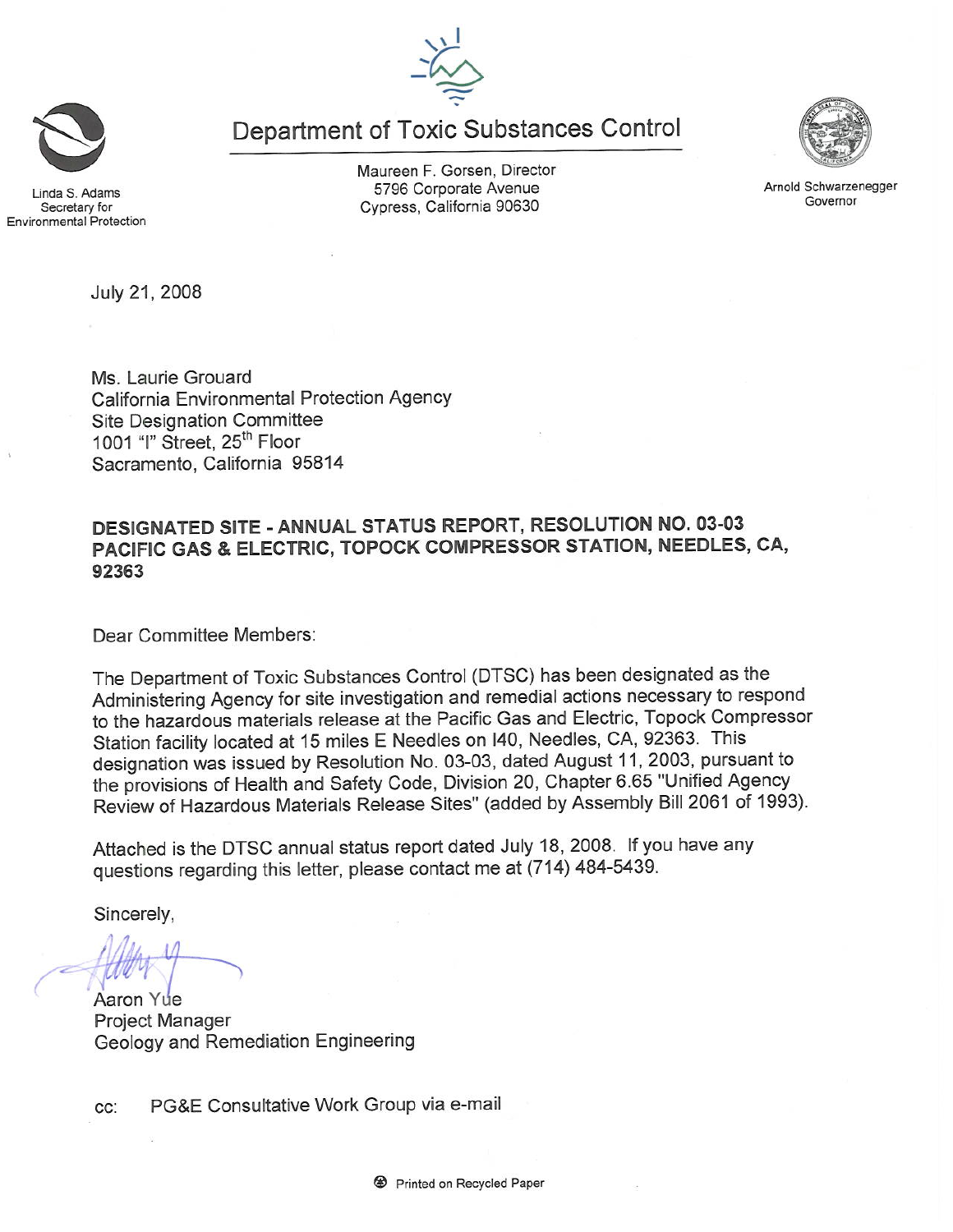Linda S. Adams
Secretary for
Environmental Protection

# Department of Toxic Substances Control

Maureen F. Gorsen, Director
5796 Corporate Avenue
Cypress, California 90630

Arnold Schwarzenegger
Governor

July 21, 2008

Ms. Laurie Grouard
California Environmental Protection Agency
Site Designation Committee
1001 "I" Street, 25th Floor
Sacramento, California 95814

**DESIGNATED SITE - ANNUAL STATUS REPORT, RESOLUTION NO. 03-03 PACIFIC GAS & ELECTRIC, TOPOCK COMPRESSOR STATION, NEEDLES, CA, 92363**

Dear Committee Members:

The Department of Toxic Substances Control (DTSC) has been designated as the Administering Agency for site investigation and remedial actions necessary to respond to the hazardous materials release at the Pacific Gas and Electric, Topock Compressor Station facility located at 15 miles E Needles on I40, Needles, CA, 92363. This designation was issued by Resolution No. 03-03, dated August 11, 2003, pursuant to the provisions of Health and Safety Code, Division 20, Chapter 6.65 "Unified Agency Review of Hazardous Materials Release Sites" (added by Assembly Bill 2061 of 1993).

Attached is the DTSC annual status report dated July 18, 2008. If you have any questions regarding this letter, please contact me at (714) 484-5439.

Sincerely,

Aaron Yue
Project Manager
Geology and Remediation Engineering

cc: PG&E Consultative Work Group via e-mail

Printed on Recycled Paper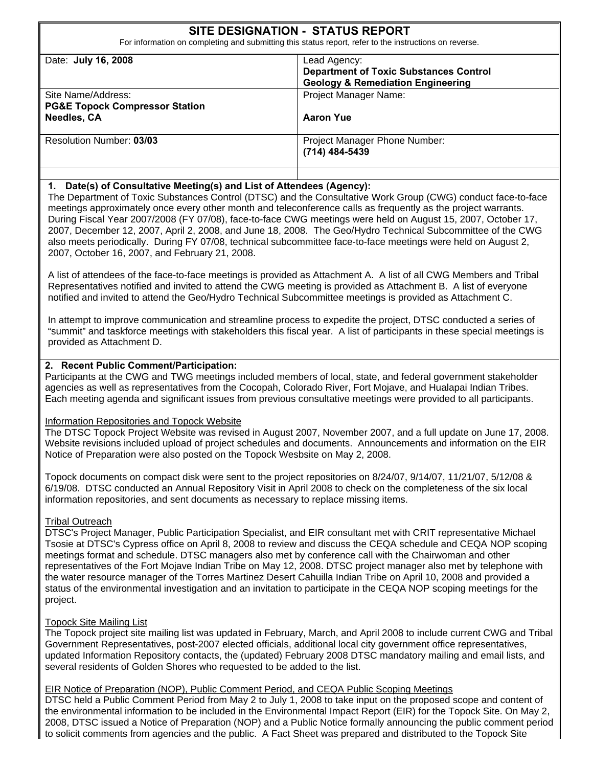# SITE DESIGNATION - STATUS REPORT

For information on completing and submitting this status report, refer to the instructions on reverse.

| | |
|---|---|
| Date: **July 16, 2008** | Lead Agency: **Department of Toxic Substances Control Geology & Remediation Engineering** |
| Site Name/Address: **PG&E Topock Compressor Station Needles, CA** | Project Manager Name: **Aaron Yue** |
| Resolution Number: **03/03** | Project Manager Phone Number: **(714) 484-5439** |

## 1. Date(s) of Consultative Meeting(s) and List of Attendees (Agency):

The Department of Toxic Substances Control (DTSC) and the Consultative Work Group (CWG) conduct face-to-face meetings approximately once every other month and teleconference calls as frequently as the project warrants. During Fiscal Year 2007/2008 (FY 07/08), face-to-face CWG meetings were held on August 15, 2007, October 17, 2007, December 12, 2007, April 2, 2008, and June 18, 2008. The Geo/Hydro Technical Subcommittee of the CWG also meets periodically. During FY 07/08, technical subcommittee face-to-face meetings were held on August 2, 2007, October 16, 2007, and February 21, 2008.

A list of attendees of the face-to-face meetings is provided as Attachment A. A list of all CWG Members and Tribal Representatives notified and invited to attend the CWG meeting is provided as Attachment B. A list of everyone notified and invited to attend the Geo/Hydro Technical Subcommittee meetings is provided as Attachment C.

In attempt to improve communication and streamline process to expedite the project, DTSC conducted a series of "summit" and taskforce meetings with stakeholders this fiscal year. A list of participants in these special meetings is provided as Attachment D.

## 2. Recent Public Comment/Participation:

Participants at the CWG and TWG meetings included members of local, state, and federal government stakeholder agencies as well as representatives from the Cocopah, Colorado River, Fort Mojave, and Hualapai Indian Tribes. Each meeting agenda and significant issues from previous consultative meetings were provided to all participants.

Information Repositories and Topock Website

The DTSC Topock Project Website was revised in August 2007, November 2007, and a full update on June 17, 2008. Website revisions included upload of project schedules and documents. Announcements and information on the EIR Notice of Preparation were also posted on the Topock Wesbsite on May 2, 2008.

Topock documents on compact disk were sent to the project repositories on 8/24/07, 9/14/07, 11/21/07, 5/12/08 & 6/19/08. DTSC conducted an Annual Repository Visit in April 2008 to check on the completeness of the six local information repositories, and sent documents as necessary to replace missing items.

Tribal Outreach

DTSC's Project Manager, Public Participation Specialist, and EIR consultant met with CRIT representative Michael Tsosie at DTSC's Cypress office on April 8, 2008 to review and discuss the CEQA schedule and CEQA NOP scoping meetings format and schedule. DTSC managers also met by conference call with the Chairwoman and other representatives of the Fort Mojave Indian Tribe on May 12, 2008. DTSC project manager also met by telephone with the water resource manager of the Torres Martinez Desert Cahuilla Indian Tribe on April 10, 2008 and provided a status of the environmental investigation and an invitation to participate in the CEQA NOP scoping meetings for the project.

Topock Site Mailing List

The Topock project site mailing list was updated in February, March, and April 2008 to include current CWG and Tribal Government Representatives, post-2007 elected officials, additional local city government office representatives, updated Information Repository contacts, the (updated) February 2008 DTSC mandatory mailing and email lists, and several residents of Golden Shores who requested to be added to the list.

EIR Notice of Preparation (NOP), Public Comment Period, and CEQA Public Scoping Meetings

DTSC held a Public Comment Period from May 2 to July 1, 2008 to take input on the proposed scope and content of the environmental information to be included in the Environmental Impact Report (EIR) for the Topock Site. On May 2, 2008, DTSC issued a Notice of Preparation (NOP) and a Public Notice formally announcing the public comment period to solicit comments from agencies and the public. A Fact Sheet was prepared and distributed to the Topock Site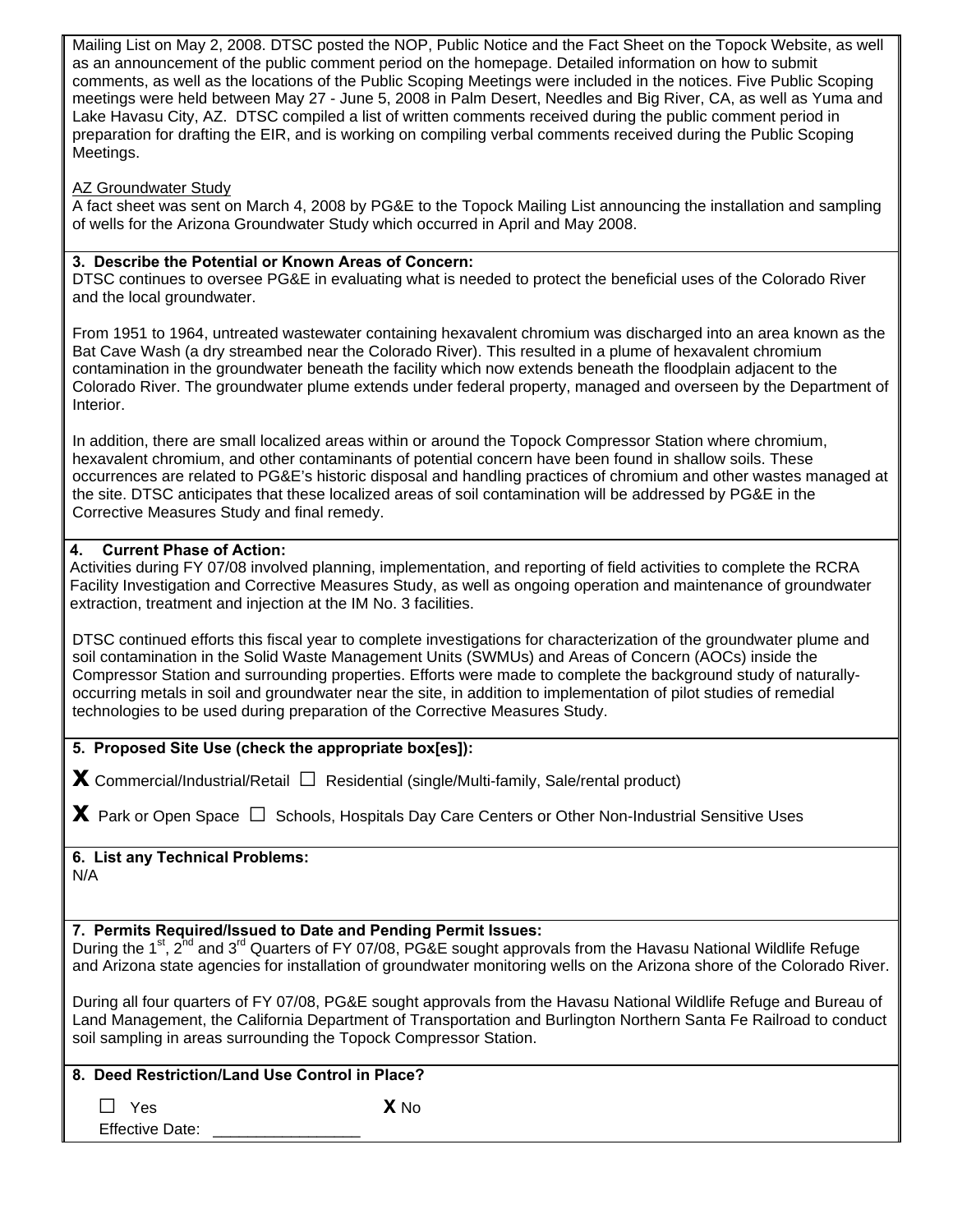Mailing List on May 2, 2008. DTSC posted the NOP, Public Notice and the Fact Sheet on the Topock Website, as well as an announcement of the public comment period on the homepage. Detailed information on how to submit comments, as well as the locations of the Public Scoping Meetings were included in the notices. Five Public Scoping meetings were held between May 27 - June 5, 2008 in Palm Desert, Needles and Big River, CA, as well as Yuma and Lake Havasu City, AZ. DTSC compiled a list of written comments received during the public comment period in preparation for drafting the EIR, and is working on compiling verbal comments received during the Public Scoping Meetings.

AZ Groundwater Study

A fact sheet was sent on March 4, 2008 by PG&E to the Topock Mailing List announcing the installation and sampling of wells for the Arizona Groundwater Study which occurred in April and May 2008.

**3. Describe the Potential or Known Areas of Concern:**

DTSC continues to oversee PG&E in evaluating what is needed to protect the beneficial uses of the Colorado River and the local groundwater.

From 1951 to 1964, untreated wastewater containing hexavalent chromium was discharged into an area known as the Bat Cave Wash (a dry streambed near the Colorado River). This resulted in a plume of hexavalent chromium contamination in the groundwater beneath the facility which now extends beneath the floodplain adjacent to the Colorado River. The groundwater plume extends under federal property, managed and overseen by the Department of Interior.

In addition, there are small localized areas within or around the Topock Compressor Station where chromium, hexavalent chromium, and other contaminants of potential concern have been found in shallow soils. These occurrences are related to PG&E's historic disposal and handling practices of chromium and other wastes managed at the site. DTSC anticipates that these localized areas of soil contamination will be addressed by PG&E in the Corrective Measures Study and final remedy.

**4. Current Phase of Action:**

Activities during FY 07/08 involved planning, implementation, and reporting of field activities to complete the RCRA Facility Investigation and Corrective Measures Study, as well as ongoing operation and maintenance of groundwater extraction, treatment and injection at the IM No. 3 facilities.

DTSC continued efforts this fiscal year to complete investigations for characterization of the groundwater plume and soil contamination in the Solid Waste Management Units (SWMUs) and Areas of Concern (AOCs) inside the Compressor Station and surrounding properties. Efforts were made to complete the background study of naturally-occurring metals in soil and groundwater near the site, in addition to implementation of pilot studies of remedial technologies to be used during preparation of the Corrective Measures Study.

**5. Proposed Site Use (check the appropriate box[es]):**

**X** Commercial/Industrial/Retail ☐ Residential (single/Multi-family, Sale/rental product)

**X** Park or Open Space ☐ Schools, Hospitals Day Care Centers or Other Non-Industrial Sensitive Uses

**6. List any Technical Problems:**

N/A

**7. Permits Required/Issued to Date and Pending Permit Issues:**

During the 1st, 2nd and 3rd Quarters of FY 07/08, PG&E sought approvals from the Havasu National Wildlife Refuge and Arizona state agencies for installation of groundwater monitoring wells on the Arizona shore of the Colorado River.

During all four quarters of FY 07/08, PG&E sought approvals from the Havasu National Wildlife Refuge and Bureau of Land Management, the California Department of Transportation and Burlington Northern Santa Fe Railroad to conduct soil sampling in areas surrounding the Topock Compressor Station.

**8. Deed Restriction/Land Use Control in Place?**

☐ Yes **X** No

Effective Date: ________________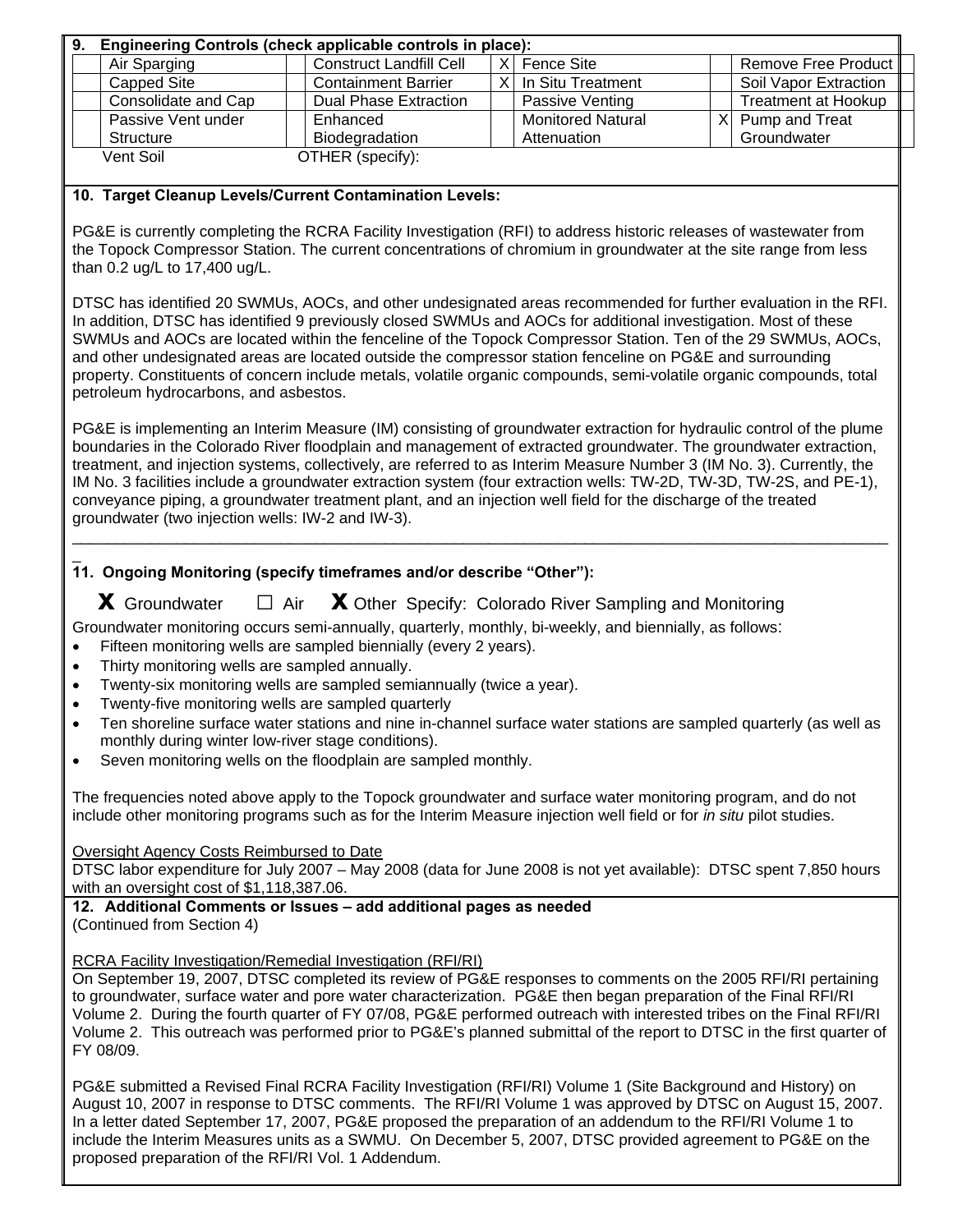**9. Engineering Controls (check applicable controls in place):**

| | | | | | | | |
|---|---|---|---|---|---|---|---|
| | Air Sparging | | Construct Landfill Cell | X | Fence Site | | Remove Free Product |
| | Capped Site | | Containment Barrier | X | In Situ Treatment | | Soil Vapor Extraction |
| | Consolidate and Cap | | Dual Phase Extraction | | Passive Venting | | Treatment at Hookup |
| | Passive Vent under Structure | | Enhanced Biodegradation | | Monitored Natural Attenuation | X | Pump and Treat Groundwater |

Vent Soil OTHER (specify):

**10. Target Cleanup Levels/Current Contamination Levels:**

PG&E is currently completing the RCRA Facility Investigation (RFI) to address historic releases of wastewater from the Topock Compressor Station. The current concentrations of chromium in groundwater at the site range from less than 0.2 ug/L to 17,400 ug/L.

DTSC has identified 20 SWMUs, AOCs, and other undesignated areas recommended for further evaluation in the RFI. In addition, DTSC has identified 9 previously closed SWMUs and AOCs for additional investigation. Most of these SWMUs and AOCs are located within the fenceline of the Topock Compressor Station. Ten of the 29 SWMUs, AOCs, and other undesignated areas are located outside the compressor station fenceline on PG&E and surrounding property. Constituents of concern include metals, volatile organic compounds, semi-volatile organic compounds, total petroleum hydrocarbons, and asbestos.

PG&E is implementing an Interim Measure (IM) consisting of groundwater extraction for hydraulic control of the plume boundaries in the Colorado River floodplain and management of extracted groundwater. The groundwater extraction, treatment, and injection systems, collectively, are referred to as Interim Measure Number 3 (IM No. 3). Currently, the IM No. 3 facilities include a groundwater extraction system (four extraction wells: TW-2D, TW-3D, TW-2S, and PE-1), conveyance piping, a groundwater treatment plant, and an injection well field for the discharge of the treated groundwater (two injection wells: IW-2 and IW-3).

---

**11. Ongoing Monitoring (specify timeframes and/or describe "Other"):**

**X** Groundwater ☐ Air **X** Other Specify: Colorado River Sampling and Monitoring

Groundwater monitoring occurs semi-annually, quarterly, monthly, bi-weekly, and biennially, as follows:

- Fifteen monitoring wells are sampled biennially (every 2 years).
- Thirty monitoring wells are sampled annually.
- Twenty-six monitoring wells are sampled semiannually (twice a year).
- Twenty-five monitoring wells are sampled quarterly
- Ten shoreline surface water stations and nine in-channel surface water stations are sampled quarterly (as well as monthly during winter low-river stage conditions).
- Seven monitoring wells on the floodplain are sampled monthly.

The frequencies noted above apply to the Topock groundwater and surface water monitoring program, and do not include other monitoring programs such as for the Interim Measure injection well field or for *in situ* pilot studies.

Oversight Agency Costs Reimbursed to Date

DTSC labor expenditure for July 2007 – May 2008 (data for June 2008 is not yet available): DTSC spent 7,850 hours with an oversight cost of $1,118,387.06.

**12. Additional Comments or Issues – add additional pages as needed**

(Continued from Section 4)

RCRA Facility Investigation/Remedial Investigation (RFI/RI)

On September 19, 2007, DTSC completed its review of PG&E responses to comments on the 2005 RFI/RI pertaining to groundwater, surface water and pore water characterization. PG&E then began preparation of the Final RFI/RI Volume 2. During the fourth quarter of FY 07/08, PG&E performed outreach with interested tribes on the Final RFI/RI Volume 2. This outreach was performed prior to PG&E's planned submittal of the report to DTSC in the first quarter of FY 08/09.

PG&E submitted a Revised Final RCRA Facility Investigation (RFI/RI) Volume 1 (Site Background and History) on August 10, 2007 in response to DTSC comments. The RFI/RI Volume 1 was approved by DTSC on August 15, 2007. In a letter dated September 17, 2007, PG&E proposed the preparation of an addendum to the RFI/RI Volume 1 to include the Interim Measures units as a SWMU. On December 5, 2007, DTSC provided agreement to PG&E on the proposed preparation of the RFI/RI Vol. 1 Addendum.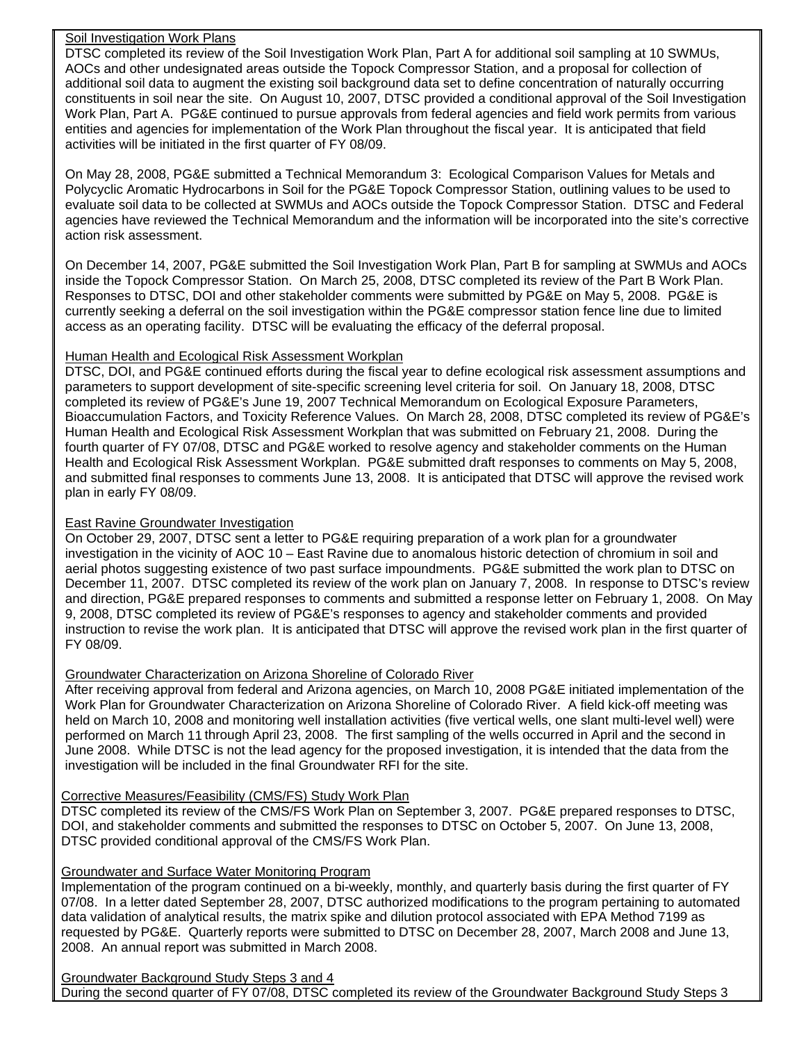Soil Investigation Work Plans

DTSC completed its review of the Soil Investigation Work Plan, Part A for additional soil sampling at 10 SWMUs, AOCs and other undesignated areas outside the Topock Compressor Station, and a proposal for collection of additional soil data to augment the existing soil background data set to define concentration of naturally occurring constituents in soil near the site. On August 10, 2007, DTSC provided a conditional approval of the Soil Investigation Work Plan, Part A. PG&E continued to pursue approvals from federal agencies and field work permits from various entities and agencies for implementation of the Work Plan throughout the fiscal year. It is anticipated that field activities will be initiated in the first quarter of FY 08/09.

On May 28, 2008, PG&E submitted a Technical Memorandum 3: Ecological Comparison Values for Metals and Polycyclic Aromatic Hydrocarbons in Soil for the PG&E Topock Compressor Station, outlining values to be used to evaluate soil data to be collected at SWMUs and AOCs outside the Topock Compressor Station. DTSC and Federal agencies have reviewed the Technical Memorandum and the information will be incorporated into the site's corrective action risk assessment.

On December 14, 2007, PG&E submitted the Soil Investigation Work Plan, Part B for sampling at SWMUs and AOCs inside the Topock Compressor Station. On March 25, 2008, DTSC completed its review of the Part B Work Plan. Responses to DTSC, DOI and other stakeholder comments were submitted by PG&E on May 5, 2008. PG&E is currently seeking a deferral on the soil investigation within the PG&E compressor station fence line due to limited access as an operating facility. DTSC will be evaluating the efficacy of the deferral proposal.

Human Health and Ecological Risk Assessment Workplan

DTSC, DOI, and PG&E continued efforts during the fiscal year to define ecological risk assessment assumptions and parameters to support development of site-specific screening level criteria for soil. On January 18, 2008, DTSC completed its review of PG&E's June 19, 2007 Technical Memorandum on Ecological Exposure Parameters, Bioaccumulation Factors, and Toxicity Reference Values. On March 28, 2008, DTSC completed its review of PG&E's Human Health and Ecological Risk Assessment Workplan that was submitted on February 21, 2008. During the fourth quarter of FY 07/08, DTSC and PG&E worked to resolve agency and stakeholder comments on the Human Health and Ecological Risk Assessment Workplan. PG&E submitted draft responses to comments on May 5, 2008, and submitted final responses to comments June 13, 2008. It is anticipated that DTSC will approve the revised work plan in early FY 08/09.

East Ravine Groundwater Investigation

On October 29, 2007, DTSC sent a letter to PG&E requiring preparation of a work plan for a groundwater investigation in the vicinity of AOC 10 – East Ravine due to anomalous historic detection of chromium in soil and aerial photos suggesting existence of two past surface impoundments. PG&E submitted the work plan to DTSC on December 11, 2007. DTSC completed its review of the work plan on January 7, 2008. In response to DTSC's review and direction, PG&E prepared responses to comments and submitted a response letter on February 1, 2008. On May 9, 2008, DTSC completed its review of PG&E's responses to agency and stakeholder comments and provided instruction to revise the work plan. It is anticipated that DTSC will approve the revised work plan in the first quarter of FY 08/09.

Groundwater Characterization on Arizona Shoreline of Colorado River

After receiving approval from federal and Arizona agencies, on March 10, 2008 PG&E initiated implementation of the Work Plan for Groundwater Characterization on Arizona Shoreline of Colorado River. A field kick-off meeting was held on March 10, 2008 and monitoring well installation activities (five vertical wells, one slant multi-level well) were performed on March 11 through April 23, 2008. The first sampling of the wells occurred in April and the second in June 2008. While DTSC is not the lead agency for the proposed investigation, it is intended that the data from the investigation will be included in the final Groundwater RFI for the site.

Corrective Measures/Feasibility (CMS/FS) Study Work Plan

DTSC completed its review of the CMS/FS Work Plan on September 3, 2007. PG&E prepared responses to DTSC, DOI, and stakeholder comments and submitted the responses to DTSC on October 5, 2007. On June 13, 2008, DTSC provided conditional approval of the CMS/FS Work Plan.

Groundwater and Surface Water Monitoring Program

Implementation of the program continued on a bi-weekly, monthly, and quarterly basis during the first quarter of FY 07/08. In a letter dated September 28, 2007, DTSC authorized modifications to the program pertaining to automated data validation of analytical results, the matrix spike and dilution protocol associated with EPA Method 7199 as requested by PG&E. Quarterly reports were submitted to DTSC on December 28, 2007, March 2008 and June 13, 2008. An annual report was submitted in March 2008.

Groundwater Background Study Steps 3 and 4

During the second quarter of FY 07/08, DTSC completed its review of the Groundwater Background Study Steps 3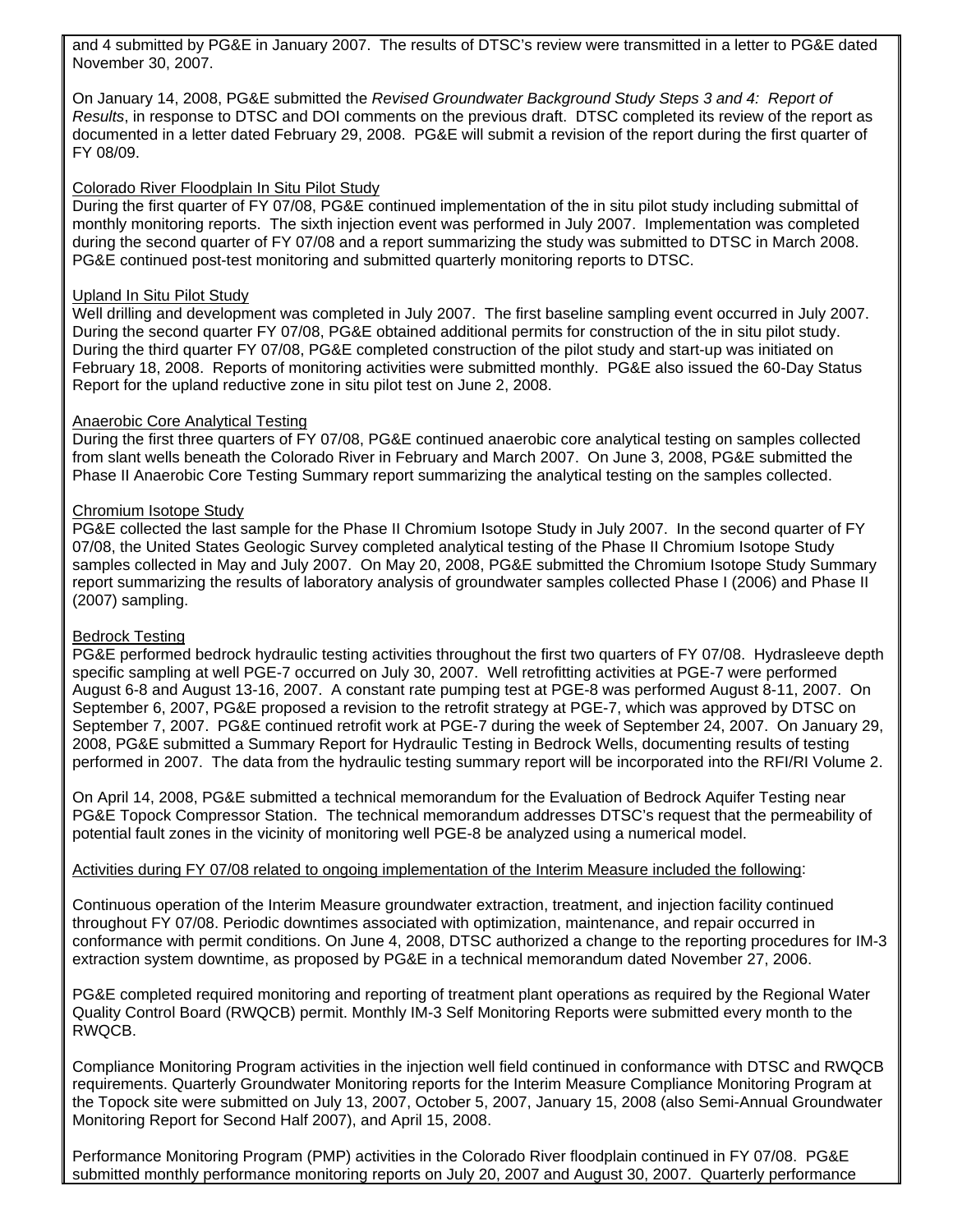and 4 submitted by PG&E in January 2007. The results of DTSC's review were transmitted in a letter to PG&E dated November 30, 2007.

On January 14, 2008, PG&E submitted the *Revised Groundwater Background Study Steps 3 and 4: Report of Results*, in response to DTSC and DOI comments on the previous draft. DTSC completed its review of the report as documented in a letter dated February 29, 2008. PG&E will submit a revision of the report during the first quarter of FY 08/09.

<u>Colorado River Floodplain In Situ Pilot Study</u>

During the first quarter of FY 07/08, PG&E continued implementation of the in situ pilot study including submittal of monthly monitoring reports. The sixth injection event was performed in July 2007. Implementation was completed during the second quarter of FY 07/08 and a report summarizing the study was submitted to DTSC in March 2008. PG&E continued post-test monitoring and submitted quarterly monitoring reports to DTSC.

<u>Upland In Situ Pilot Study</u>

Well drilling and development was completed in July 2007. The first baseline sampling event occurred in July 2007. During the second quarter FY 07/08, PG&E obtained additional permits for construction of the in situ pilot study. During the third quarter FY 07/08, PG&E completed construction of the pilot study and start-up was initiated on February 18, 2008. Reports of monitoring activities were submitted monthly. PG&E also issued the 60-Day Status Report for the upland reductive zone in situ pilot test on June 2, 2008.

<u>Anaerobic Core Analytical Testing</u>

During the first three quarters of FY 07/08, PG&E continued anaerobic core analytical testing on samples collected from slant wells beneath the Colorado River in February and March 2007. On June 3, 2008, PG&E submitted the Phase II Anaerobic Core Testing Summary report summarizing the analytical testing on the samples collected.

<u>Chromium Isotope Study</u>

PG&E collected the last sample for the Phase II Chromium Isotope Study in July 2007. In the second quarter of FY 07/08, the United States Geologic Survey completed analytical testing of the Phase II Chromium Isotope Study samples collected in May and July 2007. On May 20, 2008, PG&E submitted the Chromium Isotope Study Summary report summarizing the results of laboratory analysis of groundwater samples collected Phase I (2006) and Phase II (2007) sampling.

<u>Bedrock Testing</u>

PG&E performed bedrock hydraulic testing activities throughout the first two quarters of FY 07/08. Hydrasleeve depth specific sampling at well PGE-7 occurred on July 30, 2007. Well retrofitting activities at PGE-7 were performed August 6-8 and August 13-16, 2007. A constant rate pumping test at PGE-8 was performed August 8-11, 2007. On September 6, 2007, PG&E proposed a revision to the retrofit strategy at PGE-7, which was approved by DTSC on September 7, 2007. PG&E continued retrofit work at PGE-7 during the week of September 24, 2007. On January 29, 2008, PG&E submitted a Summary Report for Hydraulic Testing in Bedrock Wells, documenting results of testing performed in 2007. The data from the hydraulic testing summary report will be incorporated into the RFI/RI Volume 2.

On April 14, 2008, PG&E submitted a technical memorandum for the Evaluation of Bedrock Aquifer Testing near PG&E Topock Compressor Station. The technical memorandum addresses DTSC's request that the permeability of potential fault zones in the vicinity of monitoring well PGE-8 be analyzed using a numerical model.

<u>Activities during FY 07/08 related to ongoing implementation of the Interim Measure included the following</u>:

Continuous operation of the Interim Measure groundwater extraction, treatment, and injection facility continued throughout FY 07/08. Periodic downtimes associated with optimization, maintenance, and repair occurred in conformance with permit conditions. On June 4, 2008, DTSC authorized a change to the reporting procedures for IM-3 extraction system downtime, as proposed by PG&E in a technical memorandum dated November 27, 2006.

PG&E completed required monitoring and reporting of treatment plant operations as required by the Regional Water Quality Control Board (RWQCB) permit. Monthly IM-3 Self Monitoring Reports were submitted every month to the RWQCB.

Compliance Monitoring Program activities in the injection well field continued in conformance with DTSC and RWQCB requirements. Quarterly Groundwater Monitoring reports for the Interim Measure Compliance Monitoring Program at the Topock site were submitted on July 13, 2007, October 5, 2007, January 15, 2008 (also Semi-Annual Groundwater Monitoring Report for Second Half 2007), and April 15, 2008.

Performance Monitoring Program (PMP) activities in the Colorado River floodplain continued in FY 07/08. PG&E submitted monthly performance monitoring reports on July 20, 2007 and August 30, 2007. Quarterly performance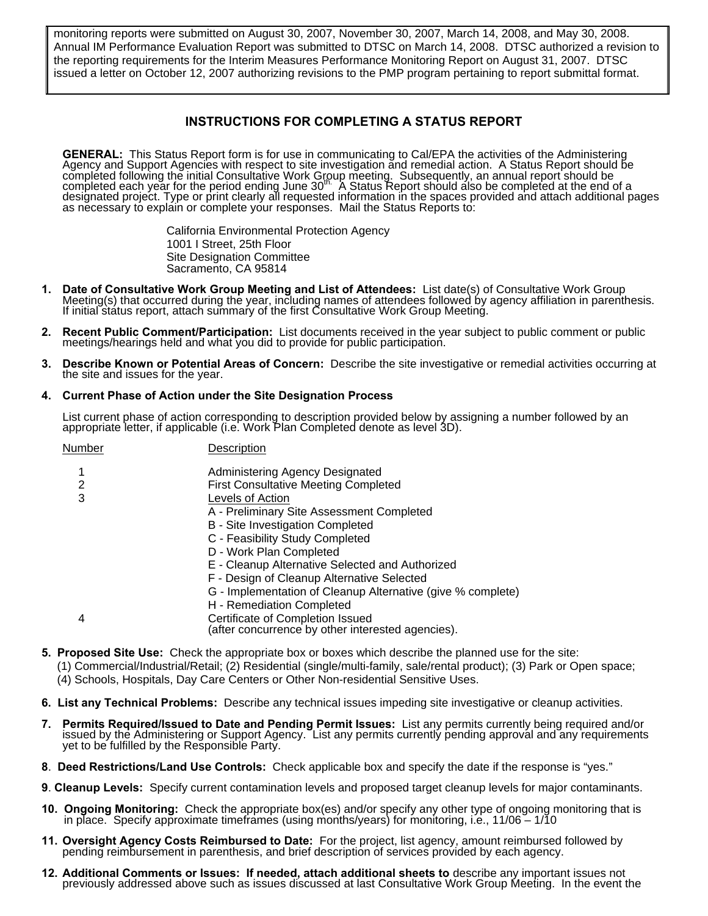monitoring reports were submitted on August 30, 2007, November 30, 2007, March 14, 2008, and May 30, 2008. Annual IM Performance Evaluation Report was submitted to DTSC on March 14, 2008. DTSC authorized a revision to the reporting requirements for the Interim Measures Performance Monitoring Report on August 31, 2007. DTSC issued a letter on October 12, 2007 authorizing revisions to the PMP program pertaining to report submittal format.

## INSTRUCTIONS FOR COMPLETING A STATUS REPORT

**GENERAL:** This Status Report form is for use in communicating to Cal/EPA the activities of the Administering Agency and Support Agencies with respect to site investigation and remedial action. A Status Report should be completed following the initial Consultative Work Group meeting. Subsequently, an annual report should be completed each year for the period ending June 30th. A Status Report should also be completed at the end of a designated project. Type or print clearly all requested information in the spaces provided and attach additional pages as necessary to explain or complete your responses. Mail the Status Reports to:

California Environmental Protection Agency
1001 I Street, 25th Floor
Site Designation Committee
Sacramento, CA 95814

1. **Date of Consultative Work Group Meeting and List of Attendees:** List date(s) of Consultative Work Group Meeting(s) that occurred during the year, including names of attendees followed by agency affiliation in parenthesis. If initial status report, attach summary of the first Consultative Work Group Meeting.

2. **Recent Public Comment/Participation:** List documents received in the year subject to public comment or public meetings/hearings held and what you did to provide for public participation.

3. **Describe Known or Potential Areas of Concern:** Describe the site investigative or remedial activities occurring at the site and issues for the year.

4. **Current Phase of Action under the Site Designation Process**

   List current phase of action corresponding to description provided below by assigning a number followed by an appropriate letter, if applicable (i.e. Work Plan Completed denote as level 3D).

| Number | Description |
|---|---|
| 1 | Administering Agency Designated |
| 2 | First Consultative Meeting Completed |
| 3 | Levels of Action |
| | A - Preliminary Site Assessment Completed |
| | B - Site Investigation Completed |
| | C - Feasibility Study Completed |
| | D - Work Plan Completed |
| | E - Cleanup Alternative Selected and Authorized |
| | F - Design of Cleanup Alternative Selected |
| | G - Implementation of Cleanup Alternative (give % complete) |
| | H - Remediation Completed |
| 4 | Certificate of Completion Issued (after concurrence by other interested agencies). |

5. **Proposed Site Use:** Check the appropriate box or boxes which describe the planned use for the site: (1) Commercial/Industrial/Retail; (2) Residential (single/multi-family, sale/rental product); (3) Park or Open space; (4) Schools, Hospitals, Day Care Centers or Other Non-residential Sensitive Uses.

6. **List any Technical Problems:** Describe any technical issues impeding site investigative or cleanup activities.

7. **Permits Required/Issued to Date and Pending Permit Issues:** List any permits currently being required and/or issued by the Administering or Support Agency. List any permits currently pending approval and any requirements yet to be fulfilled by the Responsible Party.

8. **Deed Restrictions/Land Use Controls:** Check applicable box and specify the date if the response is "yes."

9. **Cleanup Levels:** Specify current contamination levels and proposed target cleanup levels for major contaminants.

10. **Ongoing Monitoring:** Check the appropriate box(es) and/or specify any other type of ongoing monitoring that is in place. Specify approximate timeframes (using months/years) for monitoring, i.e., 11/06 – 1/10

11. **Oversight Agency Costs Reimbursed to Date:** For the project, list agency, amount reimbursed followed by pending reimbursement in parenthesis, and brief description of services provided by each agency.

12. **Additional Comments or Issues: If needed, attach additional sheets to** describe any important issues not previously addressed above such as issues discussed at last Consultative Work Group Meeting. In the event the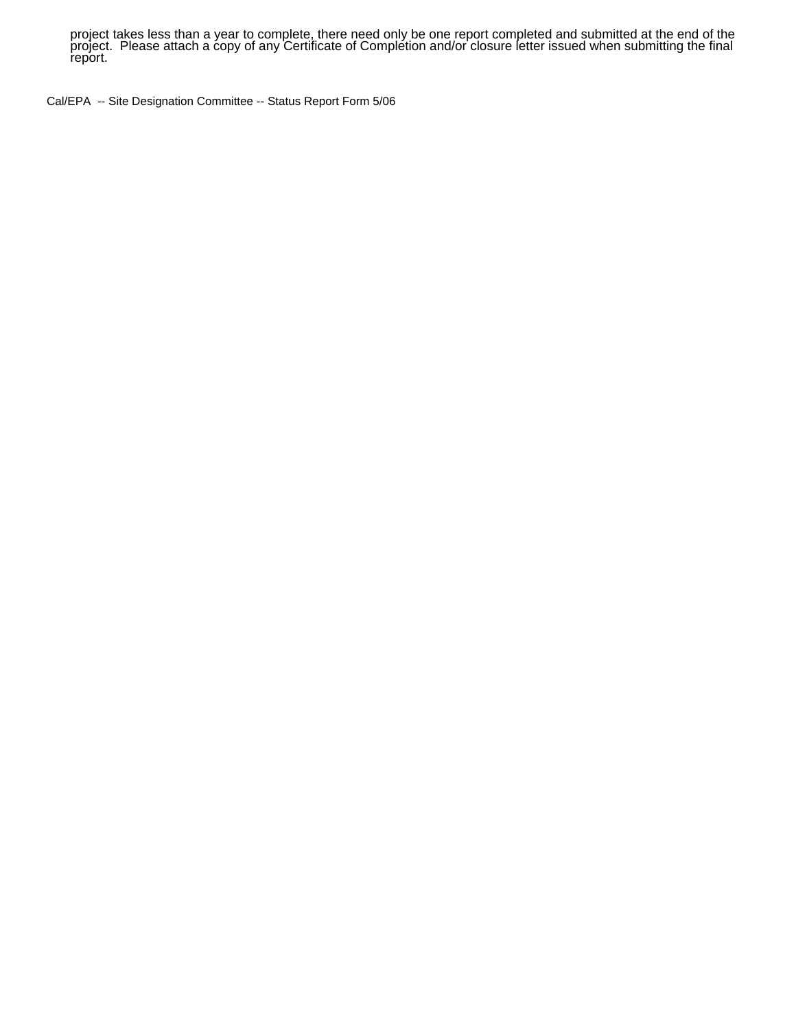project takes less than a year to complete, there need only be one report completed and submitted at the end of the project. Please attach a copy of any Certificate of Completion and/or closure letter issued when submitting the final report.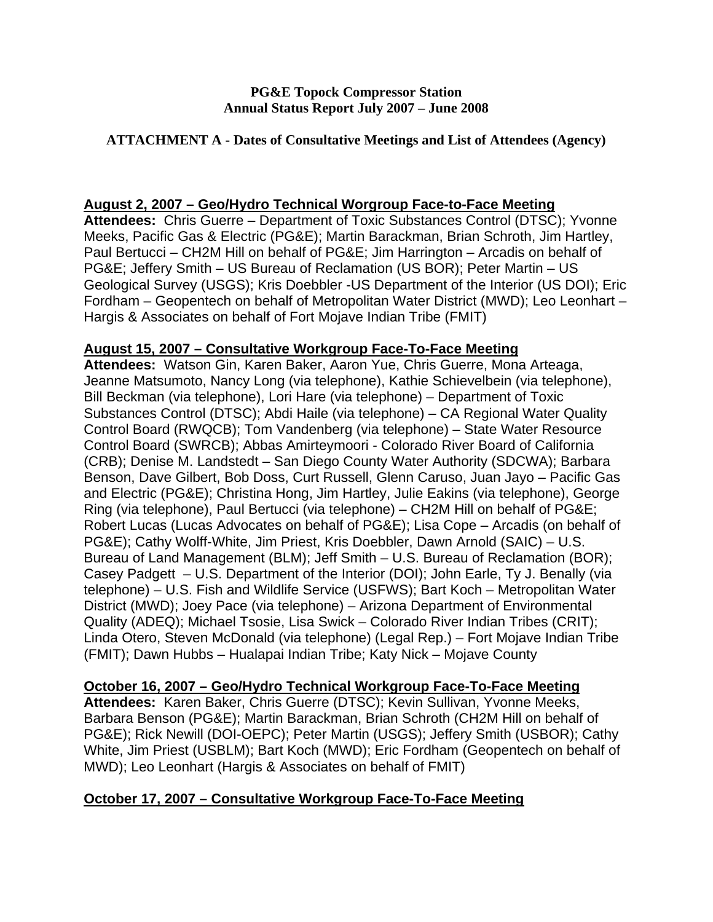**PG&E Topock Compressor Station**
**Annual Status Report July 2007 – June 2008**

**ATTACHMENT A - Dates of Consultative Meetings and List of Attendees (Agency)**

**August 2, 2007 – Geo/Hydro Technical Worgroup Face-to-Face Meeting**

**Attendees:** Chris Guerre – Department of Toxic Substances Control (DTSC); Yvonne Meeks, Pacific Gas & Electric (PG&E); Martin Barackman, Brian Schroth, Jim Hartley, Paul Bertucci – CH2M Hill on behalf of PG&E; Jim Harrington – Arcadis on behalf of PG&E; Jeffery Smith – US Bureau of Reclamation (US BOR); Peter Martin – US Geological Survey (USGS); Kris Doebbler -US Department of the Interior (US DOI); Eric Fordham – Geopentech on behalf of Metropolitan Water District (MWD); Leo Leonhart – Hargis & Associates on behalf of Fort Mojave Indian Tribe (FMIT)

**August 15, 2007 – Consultative Workgroup Face-To-Face Meeting**

**Attendees:** Watson Gin, Karen Baker, Aaron Yue, Chris Guerre, Mona Arteaga, Jeanne Matsumoto, Nancy Long (via telephone), Kathie Schievelbein (via telephone), Bill Beckman (via telephone), Lori Hare (via telephone) – Department of Toxic Substances Control (DTSC); Abdi Haile (via telephone) – CA Regional Water Quality Control Board (RWQCB); Tom Vandenberg (via telephone) – State Water Resource Control Board (SWRCB); Abbas Amirteymoori - Colorado River Board of California (CRB); Denise M. Landstedt – San Diego County Water Authority (SDCWA); Barbara Benson, Dave Gilbert, Bob Doss, Curt Russell, Glenn Caruso, Juan Jayo – Pacific Gas and Electric (PG&E); Christina Hong, Jim Hartley, Julie Eakins (via telephone), George Ring (via telephone), Paul Bertucci (via telephone) – CH2M Hill on behalf of PG&E; Robert Lucas (Lucas Advocates on behalf of PG&E); Lisa Cope – Arcadis (on behalf of PG&E); Cathy Wolff-White, Jim Priest, Kris Doebbler, Dawn Arnold (SAIC) – U.S. Bureau of Land Management (BLM); Jeff Smith – U.S. Bureau of Reclamation (BOR); Casey Padgett – U.S. Department of the Interior (DOI); John Earle, Ty J. Benally (via telephone) – U.S. Fish and Wildlife Service (USFWS); Bart Koch – Metropolitan Water District (MWD); Joey Pace (via telephone) – Arizona Department of Environmental Quality (ADEQ); Michael Tsosie, Lisa Swick – Colorado River Indian Tribes (CRIT); Linda Otero, Steven McDonald (via telephone) (Legal Rep.) – Fort Mojave Indian Tribe (FMIT); Dawn Hubbs – Hualapai Indian Tribe; Katy Nick – Mojave County

**October 16, 2007 – Geo/Hydro Technical Workgroup Face-To-Face Meeting**

**Attendees:** Karen Baker, Chris Guerre (DTSC); Kevin Sullivan, Yvonne Meeks, Barbara Benson (PG&E); Martin Barackman, Brian Schroth (CH2M Hill on behalf of PG&E); Rick Newill (DOI-OEPC); Peter Martin (USGS); Jeffery Smith (USBOR); Cathy White, Jim Priest (USBLM); Bart Koch (MWD); Eric Fordham (Geopentech on behalf of MWD); Leo Leonhart (Hargis & Associates on behalf of FMIT)

**October 17, 2007 – Consultative Workgroup Face-To-Face Meeting**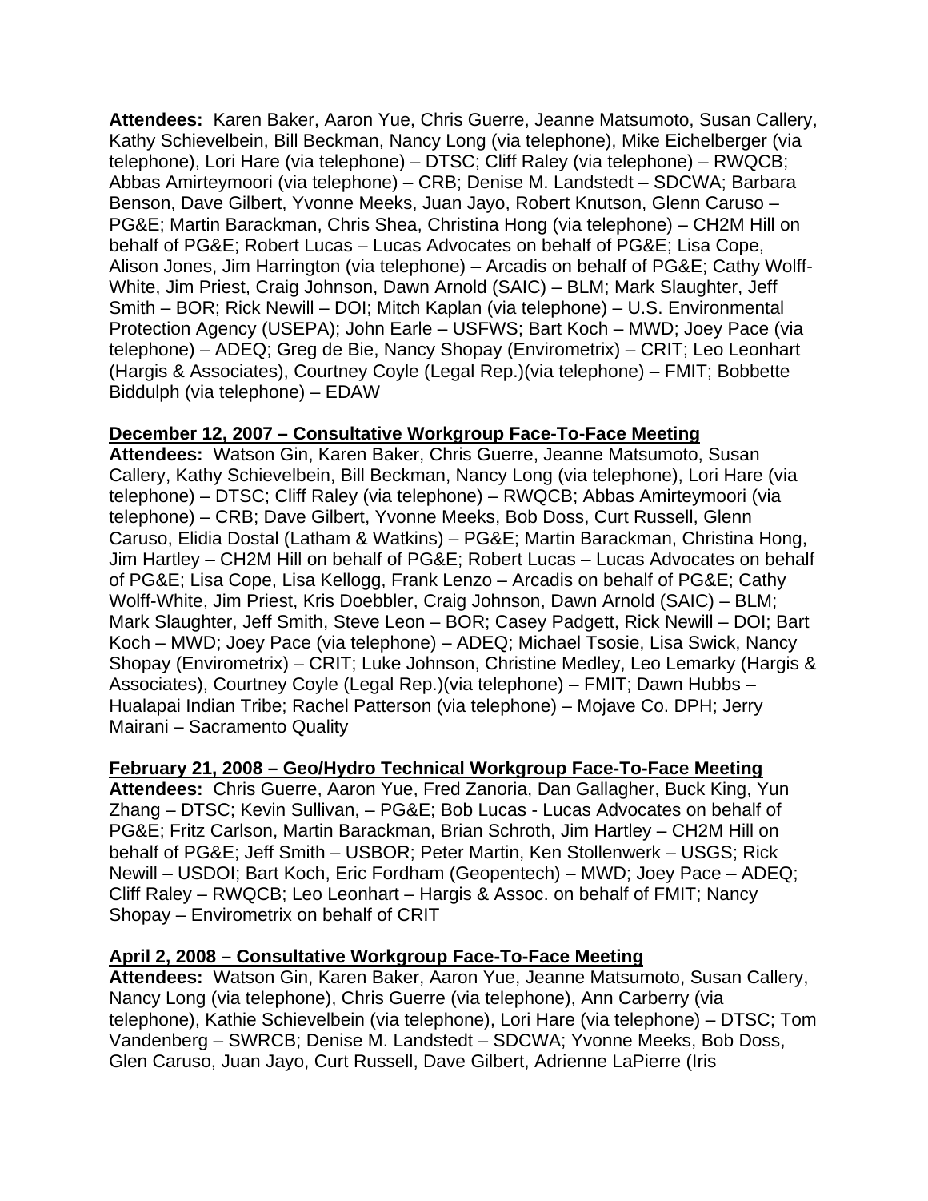**Attendees:** Karen Baker, Aaron Yue, Chris Guerre, Jeanne Matsumoto, Susan Callery, Kathy Schievelbein, Bill Beckman, Nancy Long (via telephone), Mike Eichelberger (via telephone), Lori Hare (via telephone) – DTSC; Cliff Raley (via telephone) – RWQCB; Abbas Amirteymoori (via telephone) – CRB; Denise M. Landstedt – SDCWA; Barbara Benson, Dave Gilbert, Yvonne Meeks, Juan Jayo, Robert Knutson, Glenn Caruso – PG&E; Martin Barackman, Chris Shea, Christina Hong (via telephone) – CH2M Hill on behalf of PG&E; Robert Lucas – Lucas Advocates on behalf of PG&E; Lisa Cope, Alison Jones, Jim Harrington (via telephone) – Arcadis on behalf of PG&E; Cathy Wolff-White, Jim Priest, Craig Johnson, Dawn Arnold (SAIC) – BLM; Mark Slaughter, Jeff Smith – BOR; Rick Newill – DOI; Mitch Kaplan (via telephone) – U.S. Environmental Protection Agency (USEPA); John Earle – USFWS; Bart Koch – MWD; Joey Pace (via telephone) – ADEQ; Greg de Bie, Nancy Shopay (Envirometrix) – CRIT; Leo Leonhart (Hargis & Associates), Courtney Coyle (Legal Rep.)(via telephone) – FMIT; Bobbette Biddulph (via telephone) – EDAW

**December 12, 2007 – Consultative Workgroup Face-To-Face Meeting**

**Attendees:** Watson Gin, Karen Baker, Chris Guerre, Jeanne Matsumoto, Susan Callery, Kathy Schievelbein, Bill Beckman, Nancy Long (via telephone), Lori Hare (via telephone) – DTSC; Cliff Raley (via telephone) – RWQCB; Abbas Amirteymoori (via telephone) – CRB; Dave Gilbert, Yvonne Meeks, Bob Doss, Curt Russell, Glenn Caruso, Elidia Dostal (Latham & Watkins) – PG&E; Martin Barackman, Christina Hong, Jim Hartley – CH2M Hill on behalf of PG&E; Robert Lucas – Lucas Advocates on behalf of PG&E; Lisa Cope, Lisa Kellogg, Frank Lenzo – Arcadis on behalf of PG&E; Cathy Wolff-White, Jim Priest, Kris Doebbler, Craig Johnson, Dawn Arnold (SAIC) – BLM; Mark Slaughter, Jeff Smith, Steve Leon – BOR; Casey Padgett, Rick Newill – DOI; Bart Koch – MWD; Joey Pace (via telephone) – ADEQ; Michael Tsosie, Lisa Swick, Nancy Shopay (Envirometrix) – CRIT; Luke Johnson, Christine Medley, Leo Lemarky (Hargis & Associates), Courtney Coyle (Legal Rep.)(via telephone) – FMIT; Dawn Hubbs – Hualapai Indian Tribe; Rachel Patterson (via telephone) – Mojave Co. DPH; Jerry Mairani – Sacramento Quality

**February 21, 2008 – Geo/Hydro Technical Workgroup Face-To-Face Meeting**

**Attendees:** Chris Guerre, Aaron Yue, Fred Zanoria, Dan Gallagher, Buck King, Yun Zhang – DTSC; Kevin Sullivan, – PG&E; Bob Lucas - Lucas Advocates on behalf of PG&E; Fritz Carlson, Martin Barackman, Brian Schroth, Jim Hartley – CH2M Hill on behalf of PG&E; Jeff Smith – USBOR; Peter Martin, Ken Stollenwerk – USGS; Rick Newill – USDOI; Bart Koch, Eric Fordham (Geopentech) – MWD; Joey Pace – ADEQ; Cliff Raley – RWQCB; Leo Leonhart – Hargis & Assoc. on behalf of FMIT; Nancy Shopay – Envirometrix on behalf of CRIT

**April 2, 2008 – Consultative Workgroup Face-To-Face Meeting**

**Attendees:** Watson Gin, Karen Baker, Aaron Yue, Jeanne Matsumoto, Susan Callery, Nancy Long (via telephone), Chris Guerre (via telephone), Ann Carberry (via telephone), Kathie Schievelbein (via telephone), Lori Hare (via telephone) – DTSC; Tom Vandenberg – SWRCB; Denise M. Landstedt – SDCWA; Yvonne Meeks, Bob Doss, Glen Caruso, Juan Jayo, Curt Russell, Dave Gilbert, Adrienne LaPierre (Iris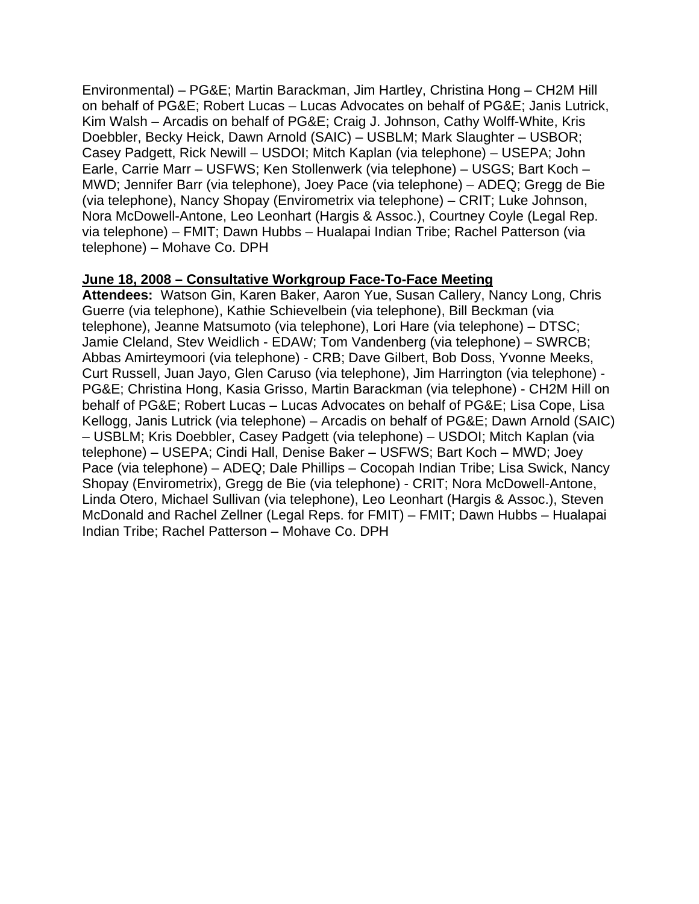Environmental) – PG&E; Martin Barackman, Jim Hartley, Christina Hong – CH2M Hill on behalf of PG&E; Robert Lucas – Lucas Advocates on behalf of PG&E; Janis Lutrick, Kim Walsh – Arcadis on behalf of PG&E; Craig J. Johnson, Cathy Wolff-White, Kris Doebbler, Becky Heick, Dawn Arnold (SAIC) – USBLM; Mark Slaughter – USBOR; Casey Padgett, Rick Newill – USDOI; Mitch Kaplan (via telephone) – USEPA; John Earle, Carrie Marr – USFWS; Ken Stollenwerk (via telephone) – USGS; Bart Koch – MWD; Jennifer Barr (via telephone), Joey Pace (via telephone) – ADEQ; Gregg de Bie (via telephone), Nancy Shopay (Envirometrix via telephone) – CRIT; Luke Johnson, Nora McDowell-Antone, Leo Leonhart (Hargis & Assoc.), Courtney Coyle (Legal Rep. via telephone) – FMIT; Dawn Hubbs – Hualapai Indian Tribe; Rachel Patterson (via telephone) – Mohave Co. DPH

**June 18, 2008 – Consultative Workgroup Face-To-Face Meeting**

**Attendees:** Watson Gin, Karen Baker, Aaron Yue, Susan Callery, Nancy Long, Chris Guerre (via telephone), Kathie Schievelbein (via telephone), Bill Beckman (via telephone), Jeanne Matsumoto (via telephone), Lori Hare (via telephone) – DTSC; Jamie Cleland, Stev Weidlich - EDAW; Tom Vandenberg (via telephone) – SWRCB; Abbas Amirteymoori (via telephone) - CRB; Dave Gilbert, Bob Doss, Yvonne Meeks, Curt Russell, Juan Jayo, Glen Caruso (via telephone), Jim Harrington (via telephone) - PG&E; Christina Hong, Kasia Grisso, Martin Barackman (via telephone) - CH2M Hill on behalf of PG&E; Robert Lucas – Lucas Advocates on behalf of PG&E; Lisa Cope, Lisa Kellogg, Janis Lutrick (via telephone) – Arcadis on behalf of PG&E; Dawn Arnold (SAIC) – USBLM; Kris Doebbler, Casey Padgett (via telephone) – USDOI; Mitch Kaplan (via telephone) – USEPA; Cindi Hall, Denise Baker – USFWS; Bart Koch – MWD; Joey Pace (via telephone) – ADEQ; Dale Phillips – Cocopah Indian Tribe; Lisa Swick, Nancy Shopay (Envirometrix), Gregg de Bie (via telephone) - CRIT; Nora McDowell-Antone, Linda Otero, Michael Sullivan (via telephone), Leo Leonhart (Hargis & Assoc.), Steven McDonald and Rachel Zellner (Legal Reps. for FMIT) – FMIT; Dawn Hubbs – Hualapai Indian Tribe; Rachel Patterson – Mohave Co. DPH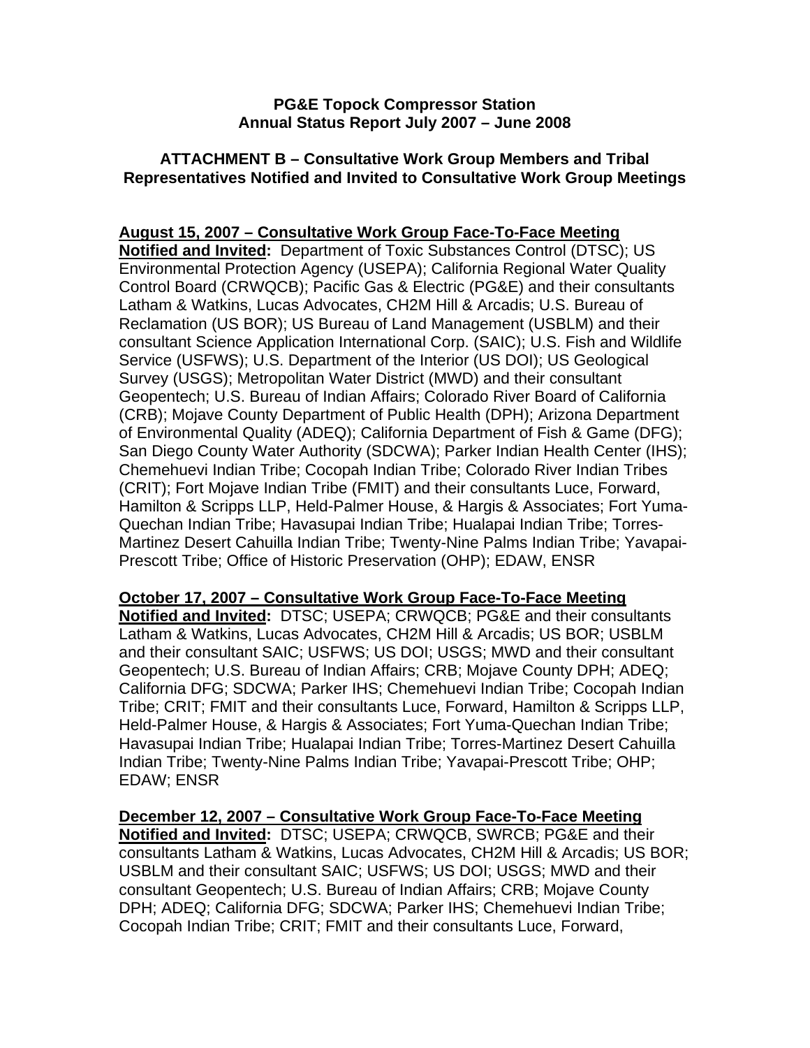**PG&E Topock Compressor Station**
**Annual Status Report July 2007 – June 2008**

**ATTACHMENT B – Consultative Work Group Members and Tribal Representatives Notified and Invited to Consultative Work Group Meetings**

**August 15, 2007 – Consultative Work Group Face-To-Face Meeting**

**Notified and Invited:** Department of Toxic Substances Control (DTSC); US Environmental Protection Agency (USEPA); California Regional Water Quality Control Board (CRWQCB); Pacific Gas & Electric (PG&E) and their consultants Latham & Watkins, Lucas Advocates, CH2M Hill & Arcadis; U.S. Bureau of Reclamation (US BOR); US Bureau of Land Management (USBLM) and their consultant Science Application International Corp. (SAIC); U.S. Fish and Wildlife Service (USFWS); U.S. Department of the Interior (US DOI); US Geological Survey (USGS); Metropolitan Water District (MWD) and their consultant Geopentech; U.S. Bureau of Indian Affairs; Colorado River Board of California (CRB); Mojave County Department of Public Health (DPH); Arizona Department of Environmental Quality (ADEQ); California Department of Fish & Game (DFG); San Diego County Water Authority (SDCWA); Parker Indian Health Center (IHS); Chemehuevi Indian Tribe; Cocopah Indian Tribe; Colorado River Indian Tribes (CRIT); Fort Mojave Indian Tribe (FMIT) and their consultants Luce, Forward, Hamilton & Scripps LLP, Held-Palmer House, & Hargis & Associates; Fort Yuma-Quechan Indian Tribe; Havasupai Indian Tribe; Hualapai Indian Tribe; Torres-Martinez Desert Cahuilla Indian Tribe; Twenty-Nine Palms Indian Tribe; Yavapai-Prescott Tribe; Office of Historic Preservation (OHP); EDAW, ENSR

**October 17, 2007 – Consultative Work Group Face-To-Face Meeting**

**Notified and Invited:** DTSC; USEPA; CRWQCB; PG&E and their consultants Latham & Watkins, Lucas Advocates, CH2M Hill & Arcadis; US BOR; USBLM and their consultant SAIC; USFWS; US DOI; USGS; MWD and their consultant Geopentech; U.S. Bureau of Indian Affairs; CRB; Mojave County DPH; ADEQ; California DFG; SDCWA; Parker IHS; Chemehuevi Indian Tribe; Cocopah Indian Tribe; CRIT; FMIT and their consultants Luce, Forward, Hamilton & Scripps LLP, Held-Palmer House, & Hargis & Associates; Fort Yuma-Quechan Indian Tribe; Havasupai Indian Tribe; Hualapai Indian Tribe; Torres-Martinez Desert Cahuilla Indian Tribe; Twenty-Nine Palms Indian Tribe; Yavapai-Prescott Tribe; OHP; EDAW; ENSR

**December 12, 2007 – Consultative Work Group Face-To-Face Meeting**

**Notified and Invited:** DTSC; USEPA; CRWQCB, SWRCB; PG&E and their consultants Latham & Watkins, Lucas Advocates, CH2M Hill & Arcadis; US BOR; USBLM and their consultant SAIC; USFWS; US DOI; USGS; MWD and their consultant Geopentech; U.S. Bureau of Indian Affairs; CRB; Mojave County DPH; ADEQ; California DFG; SDCWA; Parker IHS; Chemehuevi Indian Tribe; Cocopah Indian Tribe; CRIT; FMIT and their consultants Luce, Forward,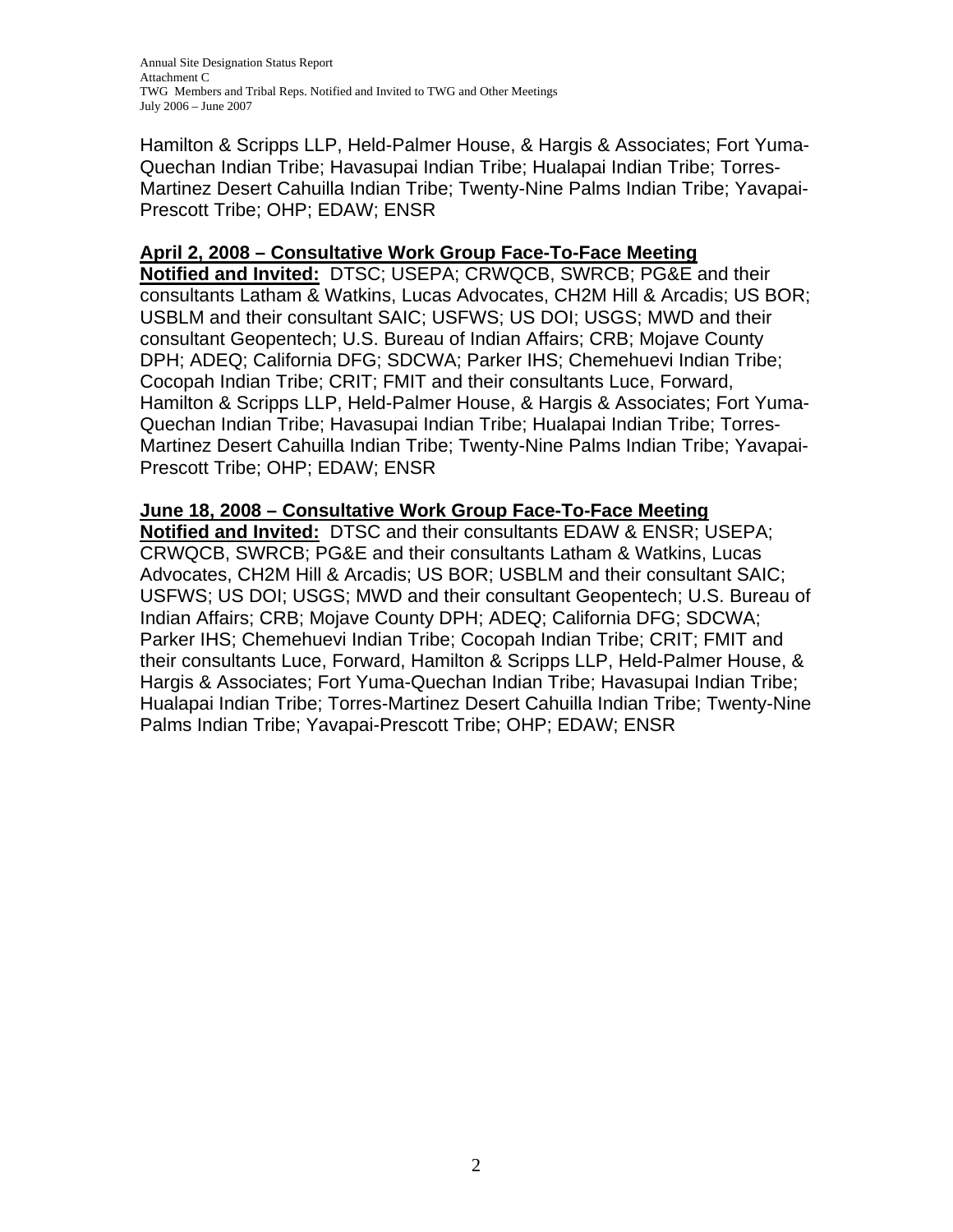Hamilton & Scripps LLP, Held-Palmer House, & Hargis & Associates; Fort Yuma-Quechan Indian Tribe; Havasupai Indian Tribe; Hualapai Indian Tribe; Torres-Martinez Desert Cahuilla Indian Tribe; Twenty-Nine Palms Indian Tribe; Yavapai-Prescott Tribe; OHP; EDAW; ENSR

**April 2, 2008 – Consultative Work Group Face-To-Face Meeting**

**Notified and Invited:** DTSC; USEPA; CRWQCB, SWRCB; PG&E and their consultants Latham & Watkins, Lucas Advocates, CH2M Hill & Arcadis; US BOR; USBLM and their consultant SAIC; USFWS; US DOI; USGS; MWD and their consultant Geopentech; U.S. Bureau of Indian Affairs; CRB; Mojave County DPH; ADEQ; California DFG; SDCWA; Parker IHS; Chemehuevi Indian Tribe; Cocopah Indian Tribe; CRIT; FMIT and their consultants Luce, Forward, Hamilton & Scripps LLP, Held-Palmer House, & Hargis & Associates; Fort Yuma-Quechan Indian Tribe; Havasupai Indian Tribe; Hualapai Indian Tribe; Torres-Martinez Desert Cahuilla Indian Tribe; Twenty-Nine Palms Indian Tribe; Yavapai-Prescott Tribe; OHP; EDAW; ENSR

**June 18, 2008 – Consultative Work Group Face-To-Face Meeting**

**Notified and Invited:** DTSC and their consultants EDAW & ENSR; USEPA; CRWQCB, SWRCB; PG&E and their consultants Latham & Watkins, Lucas Advocates, CH2M Hill & Arcadis; US BOR; USBLM and their consultant SAIC; USFWS; US DOI; USGS; MWD and their consultant Geopentech; U.S. Bureau of Indian Affairs; CRB; Mojave County DPH; ADEQ; California DFG; SDCWA; Parker IHS; Chemehuevi Indian Tribe; Cocopah Indian Tribe; CRIT; FMIT and their consultants Luce, Forward, Hamilton & Scripps LLP, Held-Palmer House, & Hargis & Associates; Fort Yuma-Quechan Indian Tribe; Havasupai Indian Tribe; Hualapai Indian Tribe; Torres-Martinez Desert Cahuilla Indian Tribe; Twenty-Nine Palms Indian Tribe; Yavapai-Prescott Tribe; OHP; EDAW; ENSR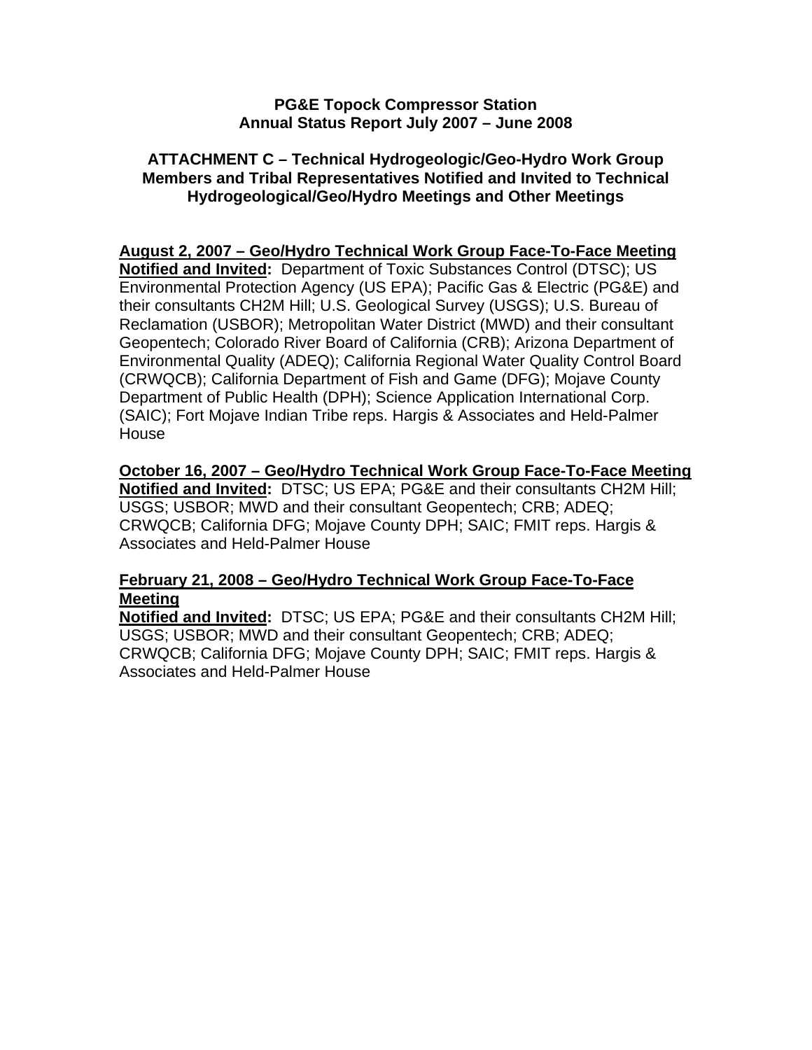**PG&E Topock Compressor Station**
**Annual Status Report July 2007 – June 2008**

**ATTACHMENT C – Technical Hydrogeologic/Geo-Hydro Work Group Members and Tribal Representatives Notified and Invited to Technical Hydrogeological/Geo/Hydro Meetings and Other Meetings**

**August 2, 2007 – Geo/Hydro Technical Work Group Face-To-Face Meeting**
**Notified and Invited:** Department of Toxic Substances Control (DTSC); US Environmental Protection Agency (US EPA); Pacific Gas & Electric (PG&E) and their consultants CH2M Hill; U.S. Geological Survey (USGS); U.S. Bureau of Reclamation (USBOR); Metropolitan Water District (MWD) and their consultant Geopentech; Colorado River Board of California (CRB); Arizona Department of Environmental Quality (ADEQ); California Regional Water Quality Control Board (CRWQCB); California Department of Fish and Game (DFG); Mojave County Department of Public Health (DPH); Science Application International Corp. (SAIC); Fort Mojave Indian Tribe reps. Hargis & Associates and Held-Palmer House

**October 16, 2007 – Geo/Hydro Technical Work Group Face-To-Face Meeting**
**Notified and Invited:** DTSC; US EPA; PG&E and their consultants CH2M Hill; USGS; USBOR; MWD and their consultant Geopentech; CRB; ADEQ; CRWQCB; California DFG; Mojave County DPH; SAIC; FMIT reps. Hargis & Associates and Held-Palmer House

**February 21, 2008 – Geo/Hydro Technical Work Group Face-To-Face Meeting**
**Notified and Invited:** DTSC; US EPA; PG&E and their consultants CH2M Hill; USGS; USBOR; MWD and their consultant Geopentech; CRB; ADEQ; CRWQCB; California DFG; Mojave County DPH; SAIC; FMIT reps. Hargis & Associates and Held-Palmer House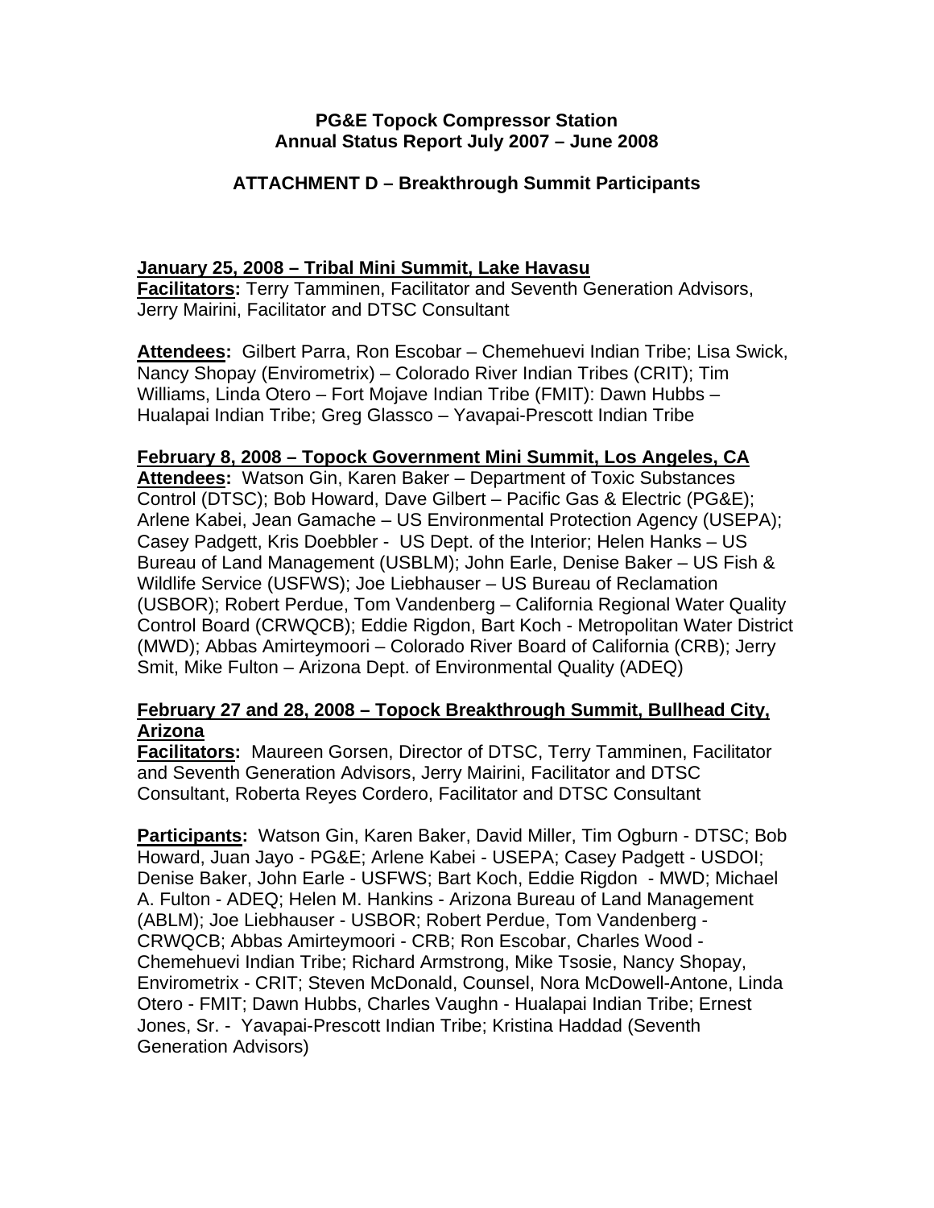**PG&E Topock Compressor Station**
**Annual Status Report July 2007 – June 2008**

**ATTACHMENT D – Breakthrough Summit Participants**

**January 25, 2008 – Tribal Mini Summit, Lake Havasu**

**Facilitators:** Terry Tamminen, Facilitator and Seventh Generation Advisors, Jerry Mairini, Facilitator and DTSC Consultant

**Attendees:** Gilbert Parra, Ron Escobar – Chemehuevi Indian Tribe; Lisa Swick, Nancy Shopay (Envirometrix) – Colorado River Indian Tribes (CRIT); Tim Williams, Linda Otero – Fort Mojave Indian Tribe (FMIT): Dawn Hubbs – Hualapai Indian Tribe; Greg Glassco – Yavapai-Prescott Indian Tribe

**February 8, 2008 – Topock Government Mini Summit, Los Angeles, CA**

**Attendees:** Watson Gin, Karen Baker – Department of Toxic Substances Control (DTSC); Bob Howard, Dave Gilbert – Pacific Gas & Electric (PG&E); Arlene Kabei, Jean Gamache – US Environmental Protection Agency (USEPA); Casey Padgett, Kris Doebbler - US Dept. of the Interior; Helen Hanks – US Bureau of Land Management (USBLM); John Earle, Denise Baker – US Fish & Wildlife Service (USFWS); Joe Liebhauser – US Bureau of Reclamation (USBOR); Robert Perdue, Tom Vandenberg – California Regional Water Quality Control Board (CRWQCB); Eddie Rigdon, Bart Koch - Metropolitan Water District (MWD); Abbas Amirteymoori – Colorado River Board of California (CRB); Jerry Smit, Mike Fulton – Arizona Dept. of Environmental Quality (ADEQ)

**February 27 and 28, 2008 – Topock Breakthrough Summit, Bullhead City, Arizona**

**Facilitators:** Maureen Gorsen, Director of DTSC, Terry Tamminen, Facilitator and Seventh Generation Advisors, Jerry Mairini, Facilitator and DTSC Consultant, Roberta Reyes Cordero, Facilitator and DTSC Consultant

**Participants:** Watson Gin, Karen Baker, David Miller, Tim Ogburn - DTSC; Bob Howard, Juan Jayo - PG&E; Arlene Kabei - USEPA; Casey Padgett - USDOI; Denise Baker, John Earle - USFWS; Bart Koch, Eddie Rigdon - MWD; Michael A. Fulton - ADEQ; Helen M. Hankins - Arizona Bureau of Land Management (ABLM); Joe Liebhauser - USBOR; Robert Perdue, Tom Vandenberg - CRWQCB; Abbas Amirteymoori - CRB; Ron Escobar, Charles Wood - Chemehuevi Indian Tribe; Richard Armstrong, Mike Tsosie, Nancy Shopay, Envirometrix - CRIT; Steven McDonald, Counsel, Nora McDowell-Antone, Linda Otero - FMIT; Dawn Hubbs, Charles Vaughn - Hualapai Indian Tribe; Ernest Jones, Sr. - Yavapai-Prescott Indian Tribe; Kristina Haddad (Seventh Generation Advisors)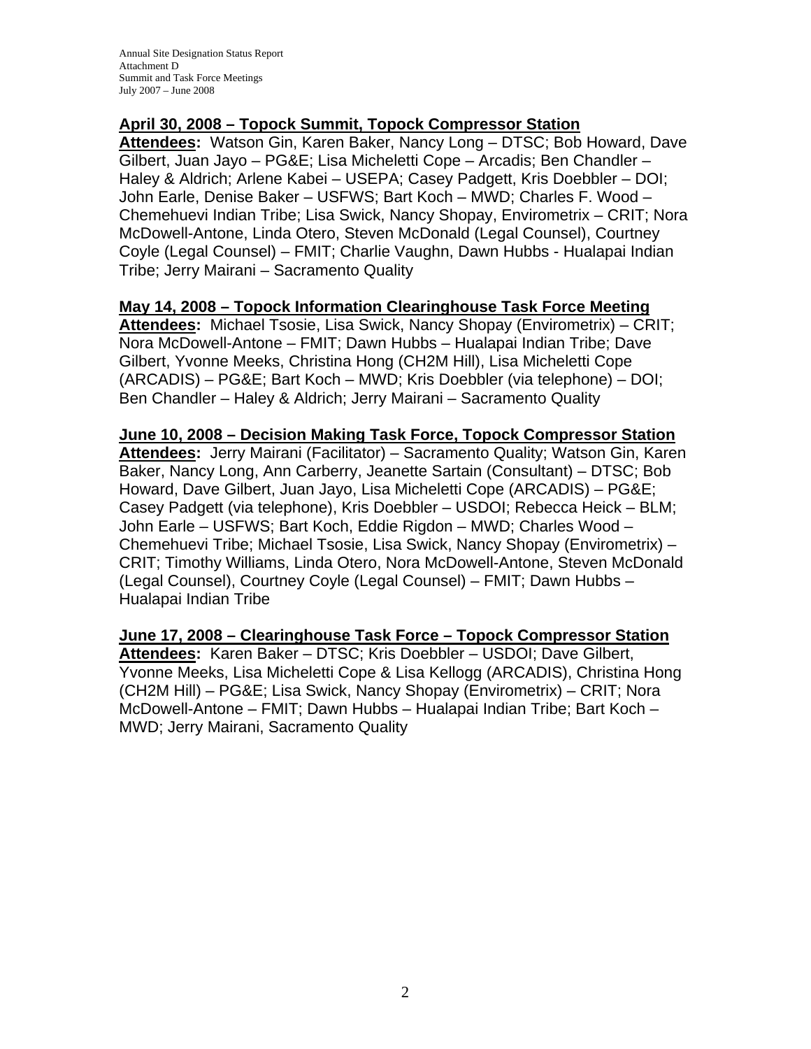**April 30, 2008 – Topock Summit, Topock Compressor Station**

**Attendees:** Watson Gin, Karen Baker, Nancy Long – DTSC; Bob Howard, Dave Gilbert, Juan Jayo – PG&E; Lisa Micheletti Cope – Arcadis; Ben Chandler – Haley & Aldrich; Arlene Kabei – USEPA; Casey Padgett, Kris Doebbler – DOI; John Earle, Denise Baker – USFWS; Bart Koch – MWD; Charles F. Wood – Chemehuevi Indian Tribe; Lisa Swick, Nancy Shopay, Envirometrix – CRIT; Nora McDowell-Antone, Linda Otero, Steven McDonald (Legal Counsel), Courtney Coyle (Legal Counsel) – FMIT; Charlie Vaughn, Dawn Hubbs - Hualapai Indian Tribe; Jerry Mairani – Sacramento Quality

**May 14, 2008 – Topock Information Clearinghouse Task Force Meeting**

**Attendees:** Michael Tsosie, Lisa Swick, Nancy Shopay (Envirometrix) – CRIT; Nora McDowell-Antone – FMIT; Dawn Hubbs – Hualapai Indian Tribe; Dave Gilbert, Yvonne Meeks, Christina Hong (CH2M Hill), Lisa Micheletti Cope (ARCADIS) – PG&E; Bart Koch – MWD; Kris Doebbler (via telephone) – DOI; Ben Chandler – Haley & Aldrich; Jerry Mairani – Sacramento Quality

**June 10, 2008 – Decision Making Task Force, Topock Compressor Station**

**Attendees:** Jerry Mairani (Facilitator) – Sacramento Quality; Watson Gin, Karen Baker, Nancy Long, Ann Carberry, Jeanette Sartain (Consultant) – DTSC; Bob Howard, Dave Gilbert, Juan Jayo, Lisa Micheletti Cope (ARCADIS) – PG&E; Casey Padgett (via telephone), Kris Doebbler – USDOI; Rebecca Heick – BLM; John Earle – USFWS; Bart Koch, Eddie Rigdon – MWD; Charles Wood – Chemehuevi Tribe; Michael Tsosie, Lisa Swick, Nancy Shopay (Envirometrix) – CRIT; Timothy Williams, Linda Otero, Nora McDowell-Antone, Steven McDonald (Legal Counsel), Courtney Coyle (Legal Counsel) – FMIT; Dawn Hubbs – Hualapai Indian Tribe

**June 17, 2008 – Clearinghouse Task Force – Topock Compressor Station**

**Attendees:** Karen Baker – DTSC; Kris Doebbler – USDOI; Dave Gilbert, Yvonne Meeks, Lisa Micheletti Cope & Lisa Kellogg (ARCADIS), Christina Hong (CH2M Hill) – PG&E; Lisa Swick, Nancy Shopay (Envirometrix) – CRIT; Nora McDowell-Antone – FMIT; Dawn Hubbs – Hualapai Indian Tribe; Bart Koch – MWD; Jerry Mairani, Sacramento Quality